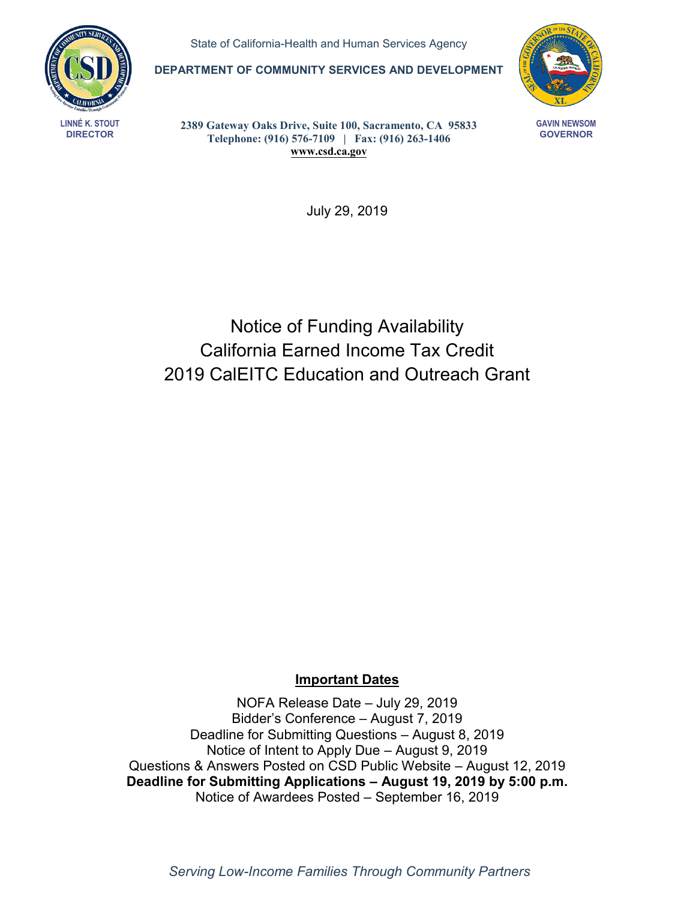State of California-Health and Human Services Agency

**DEPARTMENT OF COMMUNITY SERVICES AND DEVELOPMENT**

LINNÉ K. STOUT
DIRECTOR

2389 Gateway Oaks Drive, Suite 100, Sacramento, CA 95833
Telephone: (916) 576-7109 | Fax: (916) 263-1406
www.csd.ca.gov

GAVIN NEWSOM
GOVERNOR

July 29, 2019

# Notice of Funding Availability
# California Earned Income Tax Credit
# 2019 CalEITC Education and Outreach Grant

**Important Dates**

NOFA Release Date – July 29, 2019
Bidder's Conference – August 7, 2019
Deadline for Submitting Questions – August 8, 2019
Notice of Intent to Apply Due – August 9, 2019
Questions & Answers Posted on CSD Public Website – August 12, 2019
**Deadline for Submitting Applications – August 19, 2019 by 5:00 p.m.**
Notice of Awardees Posted – September 16, 2019

*Serving Low-Income Families Through Community Partners*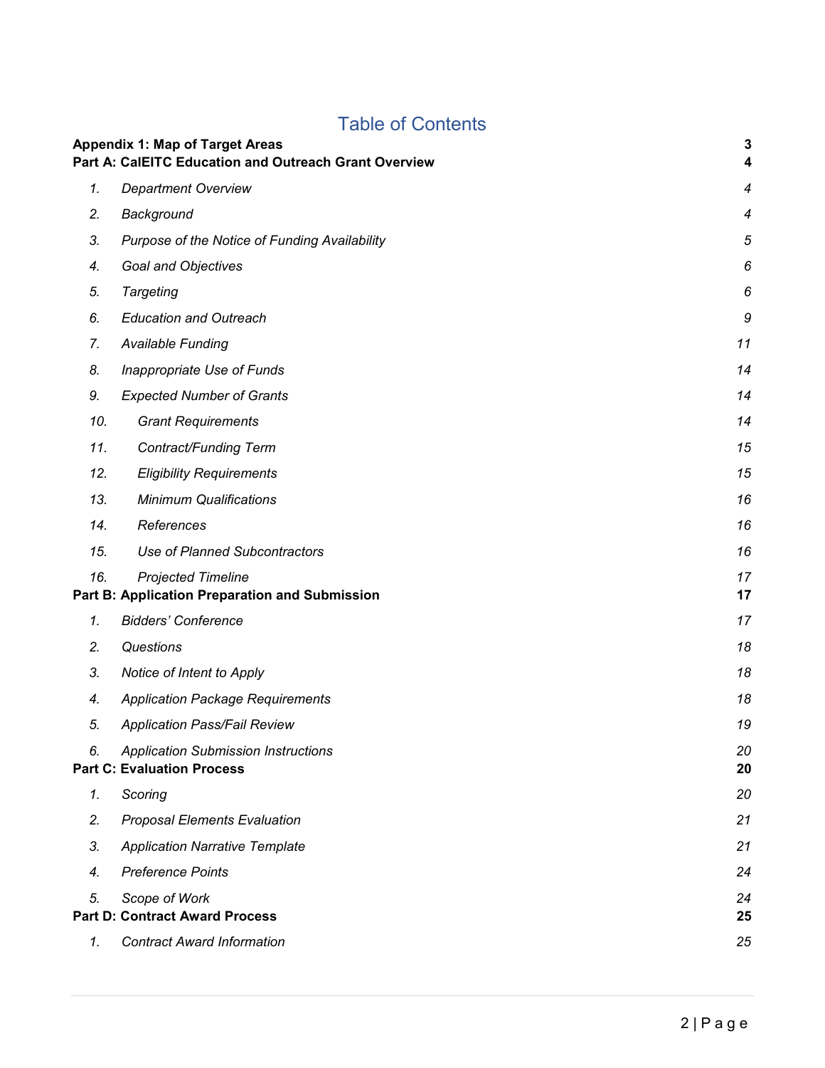# Table of Contents

| | | |
|---|---|---|
| **Appendix 1: Map of Target Areas** | | **3** |
| **Part A: CalEITC Education and Outreach Grant Overview** | | **4** |
| *1.* | *Department Overview* | *4* |
| *2.* | *Background* | *4* |
| *3.* | *Purpose of the Notice of Funding Availability* | *5* |
| *4.* | *Goal and Objectives* | *6* |
| *5.* | *Targeting* | *6* |
| *6.* | *Education and Outreach* | *9* |
| *7.* | *Available Funding* | *11* |
| *8.* | *Inappropriate Use of Funds* | *14* |
| *9.* | *Expected Number of Grants* | *14* |
| *10.* | *Grant Requirements* | *14* |
| *11.* | *Contract/Funding Term* | *15* |
| *12.* | *Eligibility Requirements* | *15* |
| *13.* | *Minimum Qualifications* | *16* |
| *14.* | *References* | *16* |
| *15.* | *Use of Planned Subcontractors* | *16* |
| *16.* | *Projected Timeline* | *17* |
| **Part B: Application Preparation and Submission** | | **17** |
| *1.* | *Bidders' Conference* | *17* |
| *2.* | *Questions* | *18* |
| *3.* | *Notice of Intent to Apply* | *18* |
| *4.* | *Application Package Requirements* | *18* |
| *5.* | *Application Pass/Fail Review* | *19* |
| *6.* | *Application Submission Instructions* | *20* |
| **Part C: Evaluation Process** | | **20** |
| *1.* | *Scoring* | *20* |
| *2.* | *Proposal Elements Evaluation* | *21* |
| *3.* | *Application Narrative Template* | *21* |
| *4.* | *Preference Points* | *24* |
| *5.* | *Scope of Work* | *24* |
| **Part D: Contract Award Process** | | **25** |
| *1.* | *Contract Award Information* | *25* |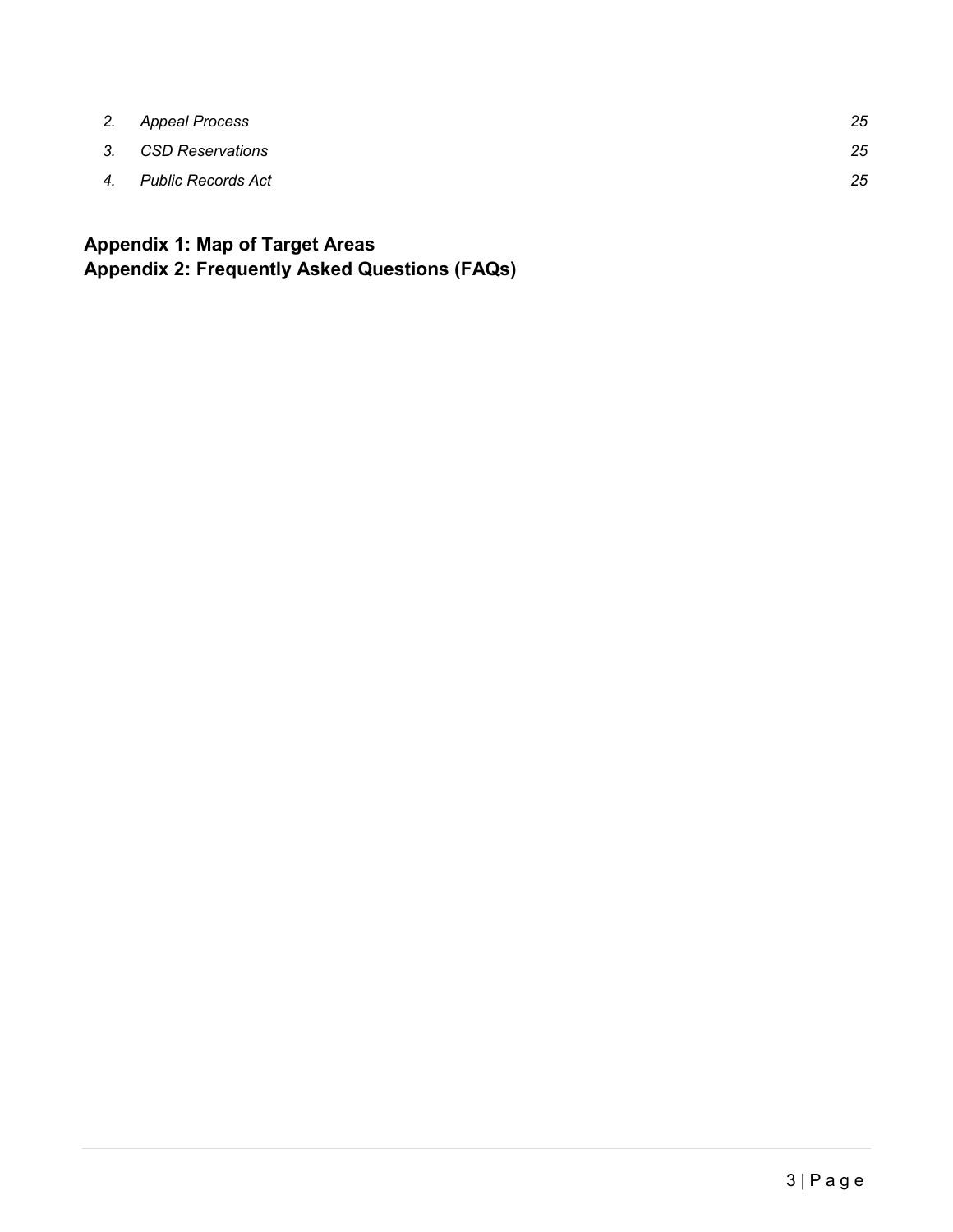2. *Appeal Process* *25*
3. *CSD Reservations* *25*
4. *Public Records Act* *25*

**Appendix 1: Map of Target Areas**
**Appendix 2: Frequently Asked Questions (FAQs)**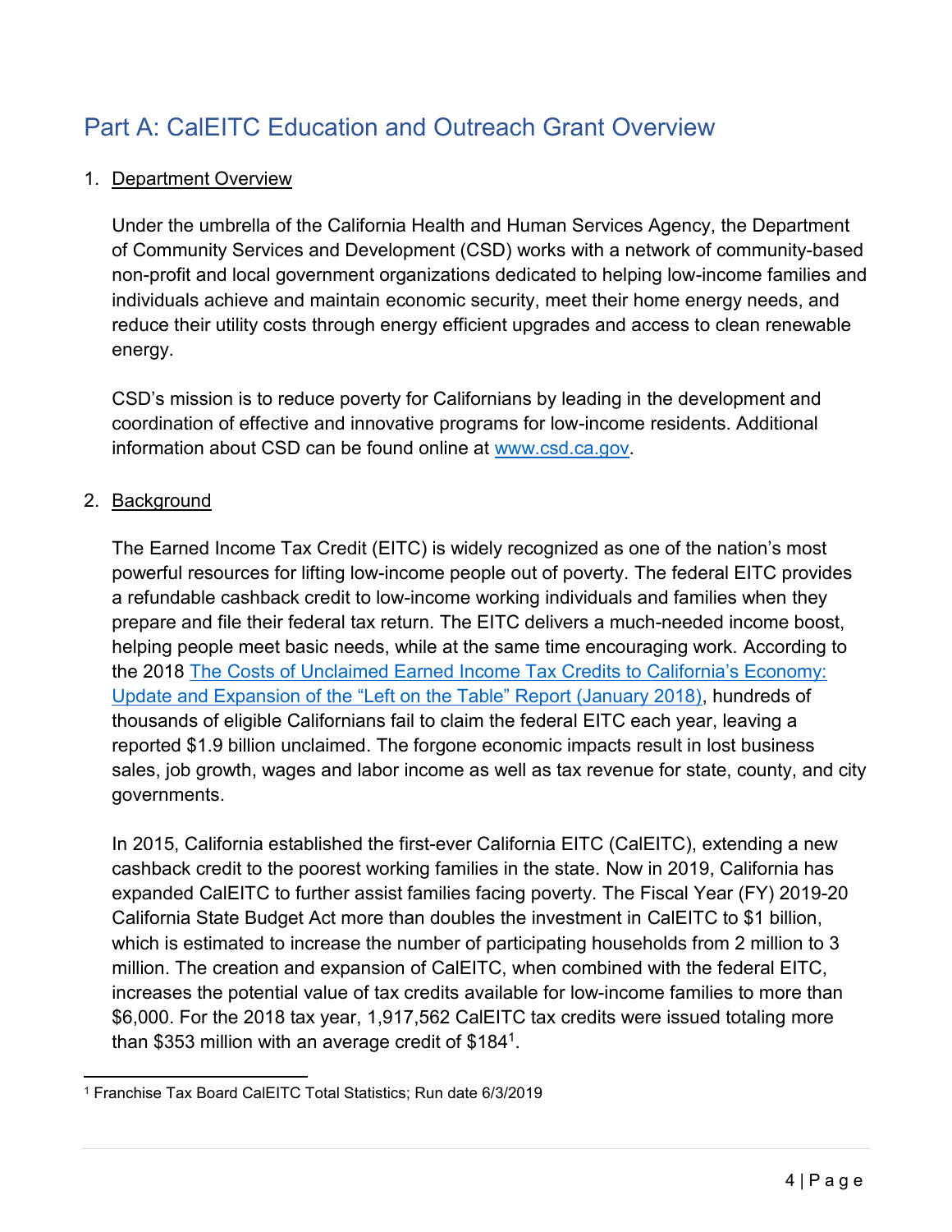## Part A: CalEITC Education and Outreach Grant Overview

1. Department Overview

   Under the umbrella of the California Health and Human Services Agency, the Department of Community Services and Development (CSD) works with a network of community-based non-profit and local government organizations dedicated to helping low-income families and individuals achieve and maintain economic security, meet their home energy needs, and reduce their utility costs through energy efficient upgrades and access to clean renewable energy.

   CSD's mission is to reduce poverty for Californians by leading in the development and coordination of effective and innovative programs for low-income residents. Additional information about CSD can be found online at [www.csd.ca.gov](www.csd.ca.gov).

2. Background

   The Earned Income Tax Credit (EITC) is widely recognized as one of the nation's most powerful resources for lifting low-income people out of poverty. The federal EITC provides a refundable cashback credit to low-income working individuals and families when they prepare and file their federal tax return. The EITC delivers a much-needed income boost, helping people meet basic needs, while at the same time encouraging work. According to the 2018 The Costs of Unclaimed Earned Income Tax Credits to California's Economy: Update and Expansion of the "Left on the Table" Report (January 2018), hundreds of thousands of eligible Californians fail to claim the federal EITC each year, leaving a reported $1.9 billion unclaimed. The forgone economic impacts result in lost business sales, job growth, wages and labor income as well as tax revenue for state, county, and city governments.

   In 2015, California established the first-ever California EITC (CalEITC), extending a new cashback credit to the poorest working families in the state. Now in 2019, California has expanded CalEITC to further assist families facing poverty. The Fiscal Year (FY) 2019-20 California State Budget Act more than doubles the investment in CalEITC to $1 billion, which is estimated to increase the number of participating households from 2 million to 3 million. The creation and expansion of CalEITC, when combined with the federal EITC, increases the potential value of tax credits available for low-income families to more than $6,000. For the 2018 tax year, 1,917,562 CalEITC tax credits were issued totaling more than $353 million with an average credit of $184[1].

[1] Franchise Tax Board CalEITC Total Statistics; Run date 6/3/2019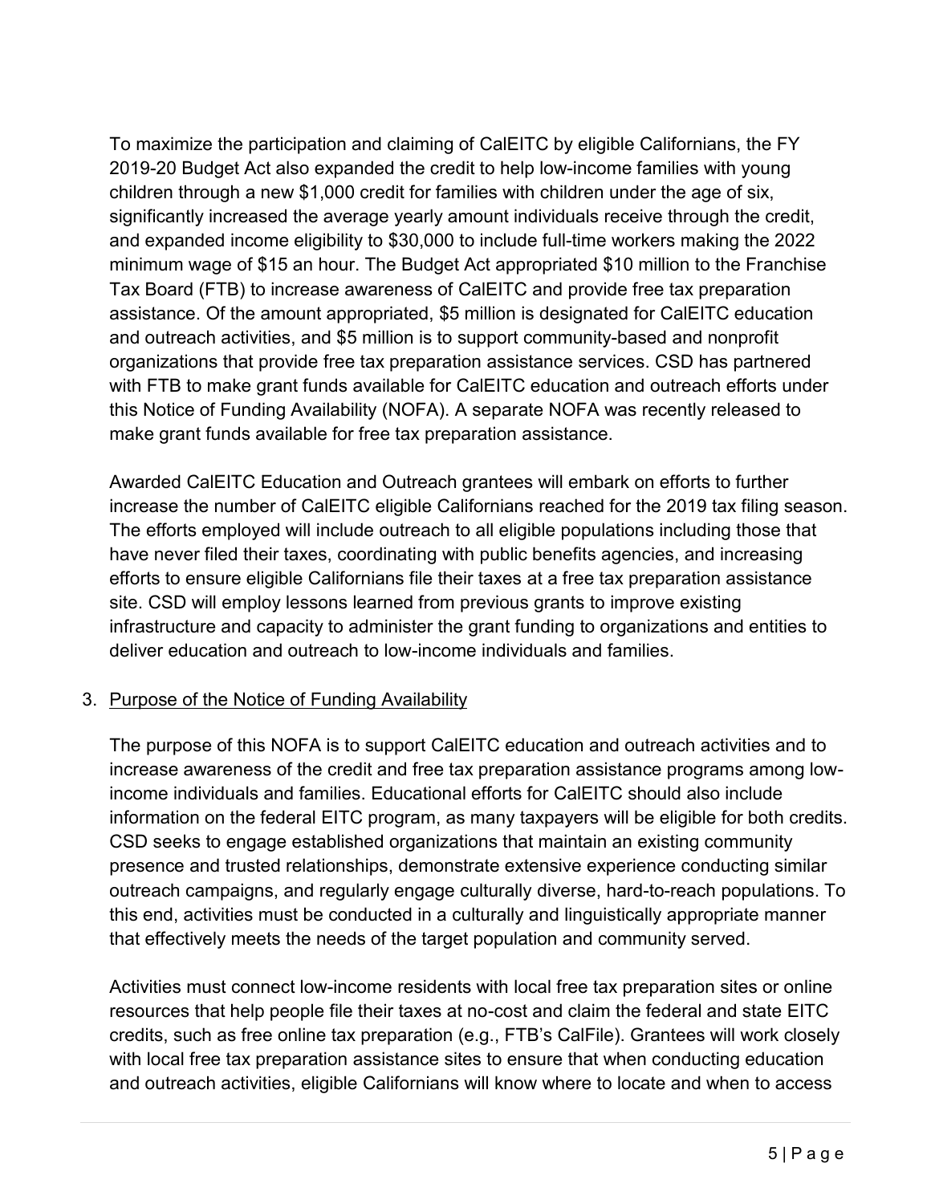To maximize the participation and claiming of CalEITC by eligible Californians, the FY 2019-20 Budget Act also expanded the credit to help low-income families with young children through a new $1,000 credit for families with children under the age of six, significantly increased the average yearly amount individuals receive through the credit, and expanded income eligibility to $30,000 to include full-time workers making the 2022 minimum wage of $15 an hour. The Budget Act appropriated $10 million to the Franchise Tax Board (FTB) to increase awareness of CalEITC and provide free tax preparation assistance. Of the amount appropriated, $5 million is designated for CalEITC education and outreach activities, and $5 million is to support community-based and nonprofit organizations that provide free tax preparation assistance services. CSD has partnered with FTB to make grant funds available for CalEITC education and outreach efforts under this Notice of Funding Availability (NOFA). A separate NOFA was recently released to make grant funds available for free tax preparation assistance.

Awarded CalEITC Education and Outreach grantees will embark on efforts to further increase the number of CalEITC eligible Californians reached for the 2019 tax filing season. The efforts employed will include outreach to all eligible populations including those that have never filed their taxes, coordinating with public benefits agencies, and increasing efforts to ensure eligible Californians file their taxes at a free tax preparation assistance site. CSD will employ lessons learned from previous grants to improve existing infrastructure and capacity to administer the grant funding to organizations and entities to deliver education and outreach to low-income individuals and families.

3. Purpose of the Notice of Funding Availability

The purpose of this NOFA is to support CalEITC education and outreach activities and to increase awareness of the credit and free tax preparation assistance programs among low-income individuals and families. Educational efforts for CalEITC should also include information on the federal EITC program, as many taxpayers will be eligible for both credits. CSD seeks to engage established organizations that maintain an existing community presence and trusted relationships, demonstrate extensive experience conducting similar outreach campaigns, and regularly engage culturally diverse, hard-to-reach populations. To this end, activities must be conducted in a culturally and linguistically appropriate manner that effectively meets the needs of the target population and community served.

Activities must connect low-income residents with local free tax preparation sites or online resources that help people file their taxes at no-cost and claim the federal and state EITC credits, such as free online tax preparation (e.g., FTB's CalFile). Grantees will work closely with local free tax preparation assistance sites to ensure that when conducting education and outreach activities, eligible Californians will know where to locate and when to access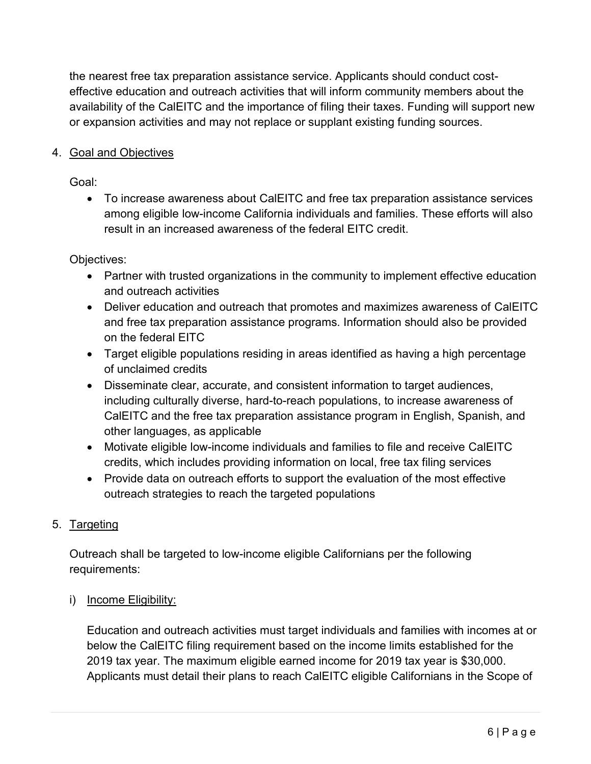the nearest free tax preparation assistance service. Applicants should conduct cost-effective education and outreach activities that will inform community members about the availability of the CalEITC and the importance of filing their taxes. Funding will support new or expansion activities and may not replace or supplant existing funding sources.

4. <u>Goal and Objectives</u>

   Goal:

   - To increase awareness about CalEITC and free tax preparation assistance services among eligible low-income California individuals and families. These efforts will also result in an increased awareness of the federal EITC credit.

   Objectives:

   - Partner with trusted organizations in the community to implement effective education and outreach activities
   - Deliver education and outreach that promotes and maximizes awareness of CalEITC and free tax preparation assistance programs. Information should also be provided on the federal EITC
   - Target eligible populations residing in areas identified as having a high percentage of unclaimed credits
   - Disseminate clear, accurate, and consistent information to target audiences, including culturally diverse, hard-to-reach populations, to increase awareness of CalEITC and the free tax preparation assistance program in English, Spanish, and other languages, as applicable
   - Motivate eligible low-income individuals and families to file and receive CalEITC credits, which includes providing information on local, free tax filing services
   - Provide data on outreach efforts to support the evaluation of the most effective outreach strategies to reach the targeted populations

5. <u>Targeting</u>

   Outreach shall be targeted to low-income eligible Californians per the following requirements:

   i) <u>Income Eligibility:</u>

   Education and outreach activities must target individuals and families with incomes at or below the CalEITC filing requirement based on the income limits established for the 2019 tax year. The maximum eligible earned income for 2019 tax year is $30,000. Applicants must detail their plans to reach CalEITC eligible Californians in the Scope of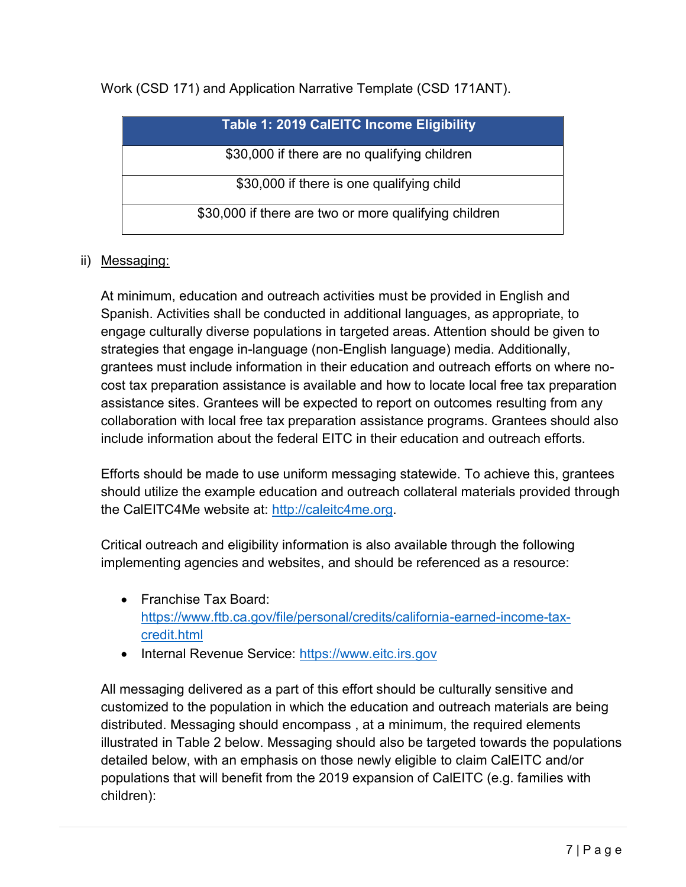Work (CSD 171) and Application Narrative Template (CSD 171ANT).

| Table 1: 2019 CalEITC Income Eligibility |
| --- |
| $30,000 if there are no qualifying children |
| $30,000 if there is one qualifying child |
| $30,000 if there are two or more qualifying children |

ii) Messaging:

At minimum, education and outreach activities must be provided in English and Spanish. Activities shall be conducted in additional languages, as appropriate, to engage culturally diverse populations in targeted areas. Attention should be given to strategies that engage in-language (non-English language) media. Additionally, grantees must include information in their education and outreach efforts on where no-cost tax preparation assistance is available and how to locate local free tax preparation assistance sites. Grantees will be expected to report on outcomes resulting from any collaboration with local free tax preparation assistance programs. Grantees should also include information about the federal EITC in their education and outreach efforts.

Efforts should be made to use uniform messaging statewide. To achieve this, grantees should utilize the example education and outreach collateral materials provided through the CalEITC4Me website at: http://caleitc4me.org.

Critical outreach and eligibility information is also available through the following implementing agencies and websites, and should be referenced as a resource:

- Franchise Tax Board: https://www.ftb.ca.gov/file/personal/credits/california-earned-income-tax-credit.html
- Internal Revenue Service: https://www.eitc.irs.gov

All messaging delivered as a part of this effort should be culturally sensitive and customized to the population in which the education and outreach materials are being distributed. Messaging should encompass , at a minimum, the required elements illustrated in Table 2 below. Messaging should also be targeted towards the populations detailed below, with an emphasis on those newly eligible to claim CalEITC and/or populations that will benefit from the 2019 expansion of CalEITC (e.g. families with children):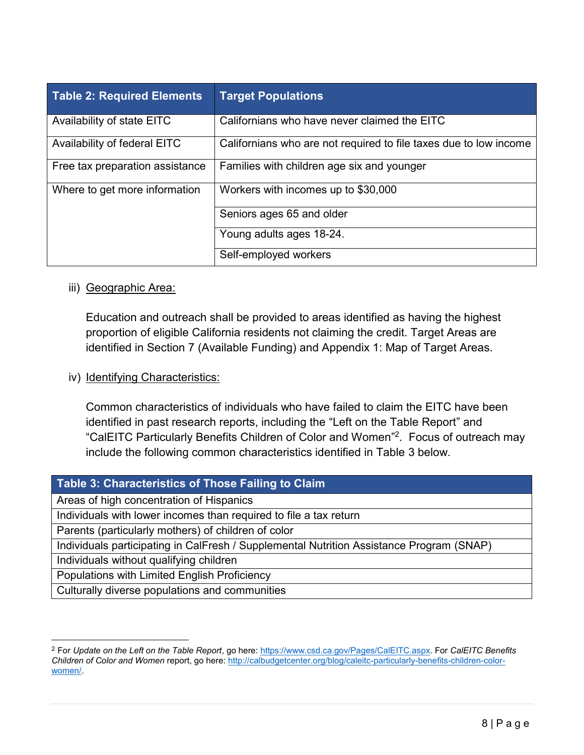| Table 2: Required Elements | Target Populations |
| --- | --- |
| Availability of state EITC | Californians who have never claimed the EITC |
| Availability of federal EITC | Californians who are not required to file taxes due to low income |
| Free tax preparation assistance | Families with children age six and younger |
| Where to get more information | Workers with incomes up to $30,000 |
| | Seniors ages 65 and older |
| | Young adults ages 18-24. |
| | Self-employed workers |

iii) Geographic Area:

Education and outreach shall be provided to areas identified as having the highest proportion of eligible California residents not claiming the credit. Target Areas are identified in Section 7 (Available Funding) and Appendix 1: Map of Target Areas.

iv) Identifying Characteristics:

Common characteristics of individuals who have failed to claim the EITC have been identified in past research reports, including the "Left on the Table Report" and "CalEITC Particularly Benefits Children of Color and Women"[2]. Focus of outreach may include the following common characteristics identified in Table 3 below.

| Table 3: Characteristics of Those Failing to Claim |
| --- |
| Areas of high concentration of Hispanics |
| Individuals with lower incomes than required to file a tax return |
| Parents (particularly mothers) of children of color |
| Individuals participating in CalFresh / Supplemental Nutrition Assistance Program (SNAP) |
| Individuals without qualifying children |
| Populations with Limited English Proficiency |
| Culturally diverse populations and communities |

[2] For *Update on the Left on the Table Report*, go here: https://www.csd.ca.gov/Pages/CalEITC.aspx. For *CalEITC Benefits Children of Color and Women* report, go here: http://calbudgetcenter.org/blog/caleitc-particularly-benefits-children-color-women/.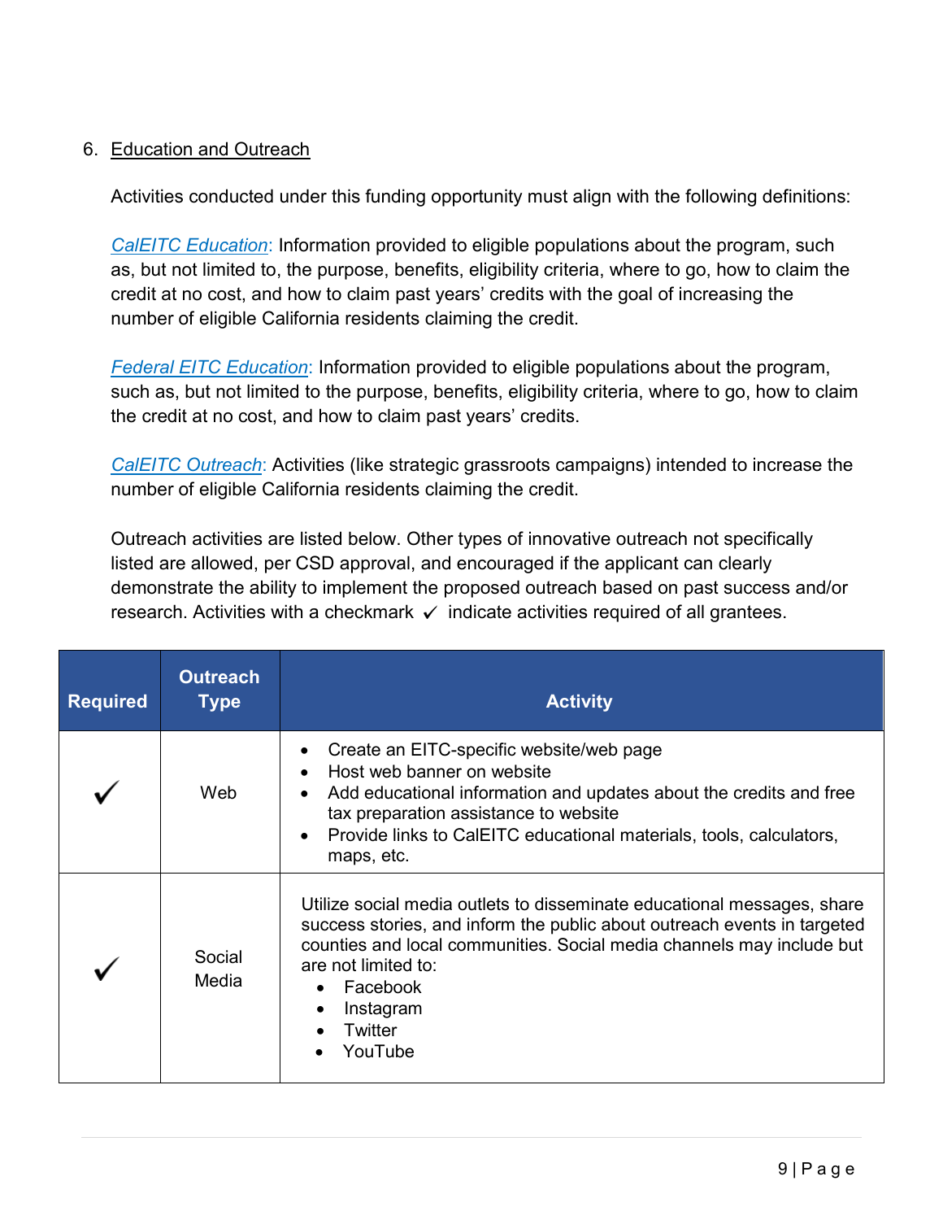6. Education and Outreach

Activities conducted under this funding opportunity must align with the following definitions:

*CalEITC Education*: Information provided to eligible populations about the program, such as, but not limited to, the purpose, benefits, eligibility criteria, where to go, how to claim the credit at no cost, and how to claim past years' credits with the goal of increasing the number of eligible California residents claiming the credit.

*Federal EITC Education*: Information provided to eligible populations about the program, such as, but not limited to, the purpose, benefits, eligibility criteria, where to go, how to claim the credit at no cost, and how to claim past years' credits.

*CalEITC Outreach*: Activities (like strategic grassroots campaigns) intended to increase the number of eligible California residents claiming the credit.

Outreach activities are listed below. Other types of innovative outreach not specifically listed are allowed, per CSD approval, and encouraged if the applicant can clearly demonstrate the ability to implement the proposed outreach based on past success and/or research. Activities with a checkmark ✓ indicate activities required of all grantees.

| Required | Outreach Type | Activity |
|---|---|---|
| ✓ | Web | • Create an EITC-specific website/web page<br>• Host web banner on website<br>• Add educational information and updates about the credits and free tax preparation assistance to website<br>• Provide links to CalEITC educational materials, tools, calculators, maps, etc. |
| ✓ | Social Media | Utilize social media outlets to disseminate educational messages, share success stories, and inform the public about outreach events in targeted counties and local communities. Social media channels may include but are not limited to:<br>• Facebook<br>• Instagram<br>• Twitter<br>• YouTube |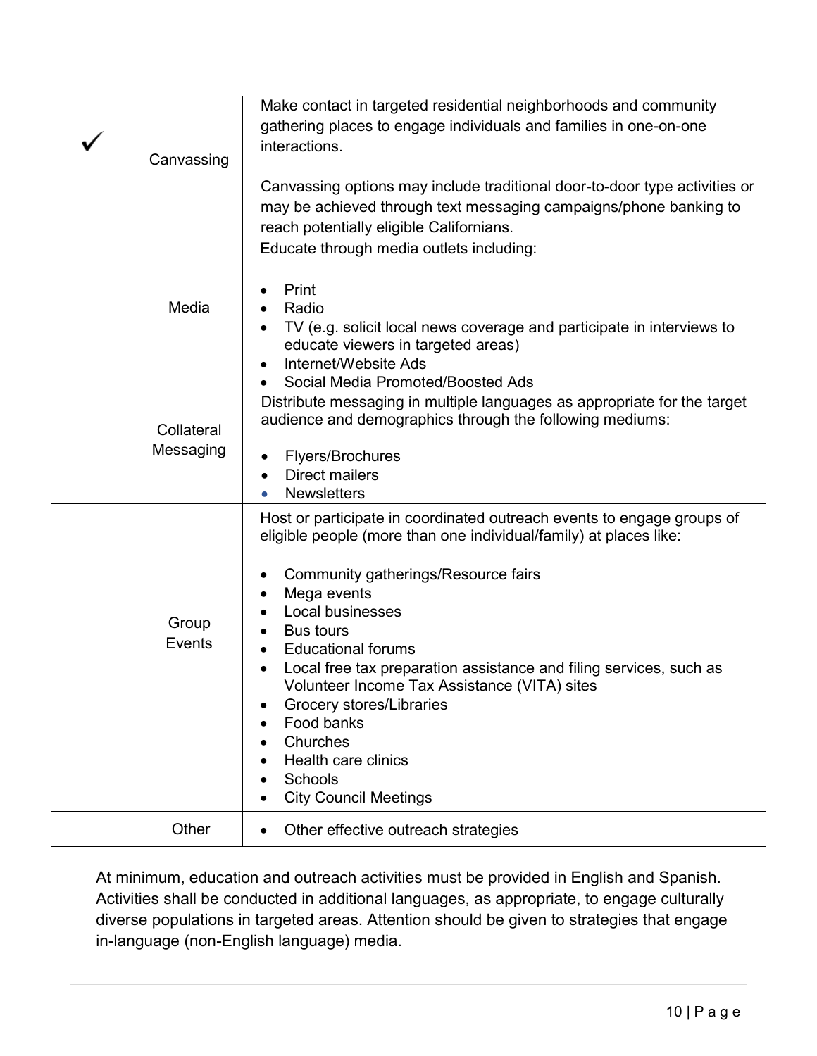| | | |
|---|---|---|
| ✓ | Canvassing | Make contact in targeted residential neighborhoods and community gathering places to engage individuals and families in one-on-one interactions.<br><br>Canvassing options may include traditional door-to-door type activities or may be achieved through text messaging campaigns/phone banking to reach potentially eligible Californians. |
| | Media | Educate through media outlets including:<br><br>• Print<br>• Radio<br>• TV (e.g. solicit local news coverage and participate in interviews to educate viewers in targeted areas)<br>• Internet/Website Ads<br>• Social Media Promoted/Boosted Ads |
| | Collateral Messaging | Distribute messaging in multiple languages as appropriate for the target audience and demographics through the following mediums:<br><br>• Flyers/Brochures<br>• Direct mailers<br>• Newsletters |
| | Group Events | Host or participate in coordinated outreach events to engage groups of eligible people (more than one individual/family) at places like:<br><br>• Community gatherings/Resource fairs<br>• Mega events<br>• Local businesses<br>• Bus tours<br>• Educational forums<br>• Local free tax preparation assistance and filing services, such as Volunteer Income Tax Assistance (VITA) sites<br>• Grocery stores/Libraries<br>• Food banks<br>• Churches<br>• Health care clinics<br>• Schools<br>• City Council Meetings |
| | Other | • Other effective outreach strategies |

At minimum, education and outreach activities must be provided in English and Spanish. Activities shall be conducted in additional languages, as appropriate, to engage culturally diverse populations in targeted areas. Attention should be given to strategies that engage in-language (non-English language) media.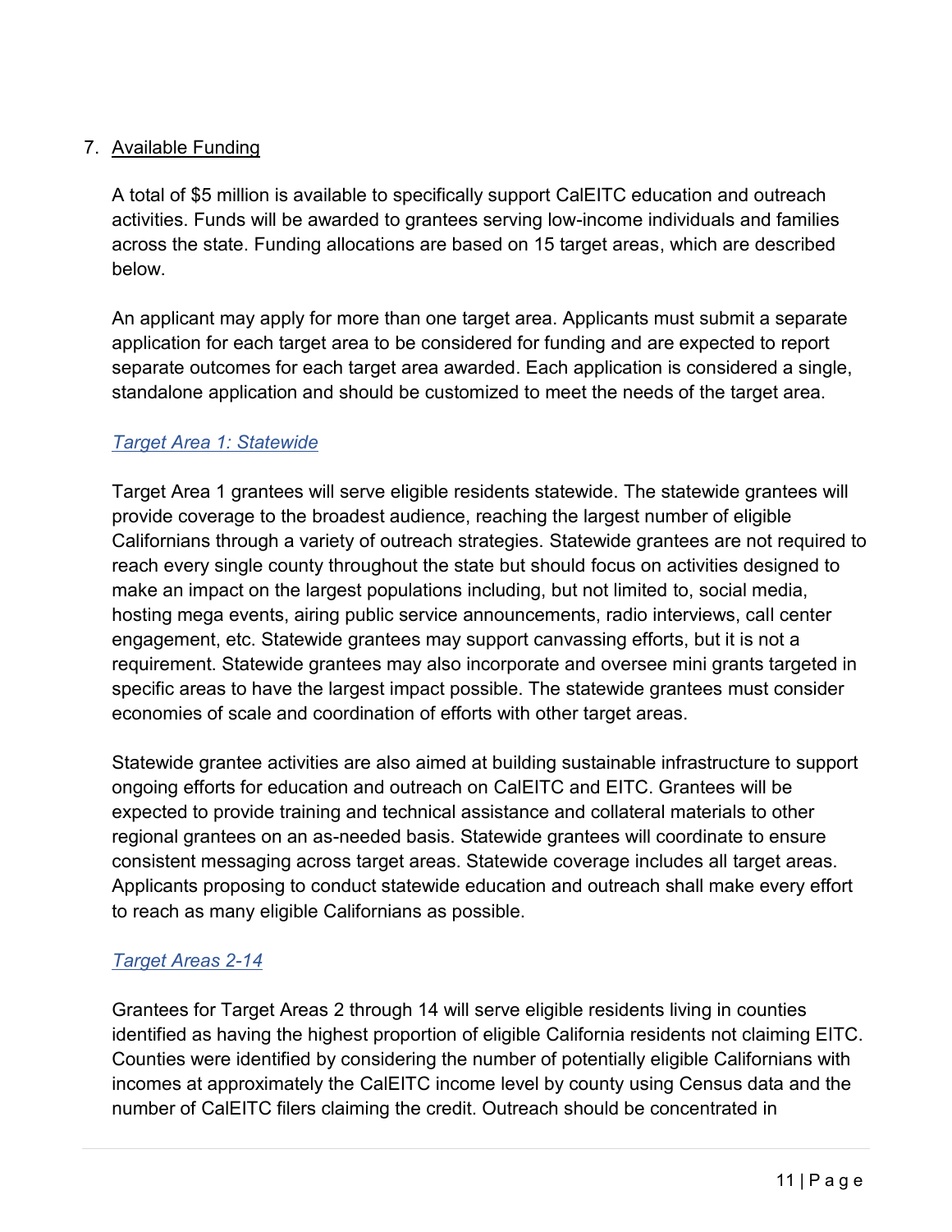7. Available Funding

A total of $5 million is available to specifically support CalEITC education and outreach activities. Funds will be awarded to grantees serving low-income individuals and families across the state. Funding allocations are based on 15 target areas, which are described below.

An applicant may apply for more than one target area. Applicants must submit a separate application for each target area to be considered for funding and are expected to report separate outcomes for each target area awarded. Each application is considered a single, standalone application and should be customized to meet the needs of the target area.

*Target Area 1: Statewide*

Target Area 1 grantees will serve eligible residents statewide. The statewide grantees will provide coverage to the broadest audience, reaching the largest number of eligible Californians through a variety of outreach strategies. Statewide grantees are not required to reach every single county throughout the state but should focus on activities designed to make an impact on the largest populations including, but not limited to, social media, hosting mega events, airing public service announcements, radio interviews, call center engagement, etc. Statewide grantees may support canvassing efforts, but it is not a requirement. Statewide grantees may also incorporate and oversee mini grants targeted in specific areas to have the largest impact possible. The statewide grantees must consider economies of scale and coordination of efforts with other target areas.

Statewide grantee activities are also aimed at building sustainable infrastructure to support ongoing efforts for education and outreach on CalEITC and EITC. Grantees will be expected to provide training and technical assistance and collateral materials to other regional grantees on an as-needed basis. Statewide grantees will coordinate to ensure consistent messaging across target areas. Statewide coverage includes all target areas. Applicants proposing to conduct statewide education and outreach shall make every effort to reach as many eligible Californians as possible.

*Target Areas 2-14*

Grantees for Target Areas 2 through 14 will serve eligible residents living in counties identified as having the highest proportion of eligible California residents not claiming EITC. Counties were identified by considering the number of potentially eligible Californians with incomes at approximately the CalEITC income level by county using Census data and the number of CalEITC filers claiming the credit. Outreach should be concentrated in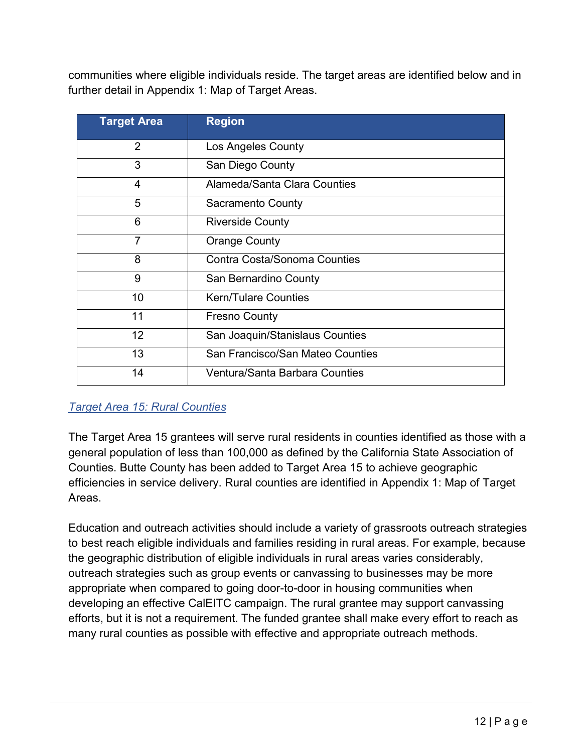communities where eligible individuals reside. The target areas are identified below and in further detail in Appendix 1: Map of Target Areas.

| Target Area | Region |
| --- | --- |
| 2 | Los Angeles County |
| 3 | San Diego County |
| 4 | Alameda/Santa Clara Counties |
| 5 | Sacramento County |
| 6 | Riverside County |
| 7 | Orange County |
| 8 | Contra Costa/Sonoma Counties |
| 9 | San Bernardino County |
| 10 | Kern/Tulare Counties |
| 11 | Fresno County |
| 12 | San Joaquin/Stanislaus Counties |
| 13 | San Francisco/San Mateo Counties |
| 14 | Ventura/Santa Barbara Counties |

### *Target Area 15: Rural Counties*

The Target Area 15 grantees will serve rural residents in counties identified as those with a general population of less than 100,000 as defined by the California State Association of Counties. Butte County has been added to Target Area 15 to achieve geographic efficiencies in service delivery. Rural counties are identified in Appendix 1: Map of Target Areas.

Education and outreach activities should include a variety of grassroots outreach strategies to best reach eligible individuals and families residing in rural areas. For example, because the geographic distribution of eligible individuals in rural areas varies considerably, outreach strategies such as group events or canvassing to businesses may be more appropriate when compared to going door-to-door in housing communities when developing an effective CalEITC campaign. The rural grantee may support canvassing efforts, but it is not a requirement. The funded grantee shall make every effort to reach as many rural counties as possible with effective and appropriate outreach methods.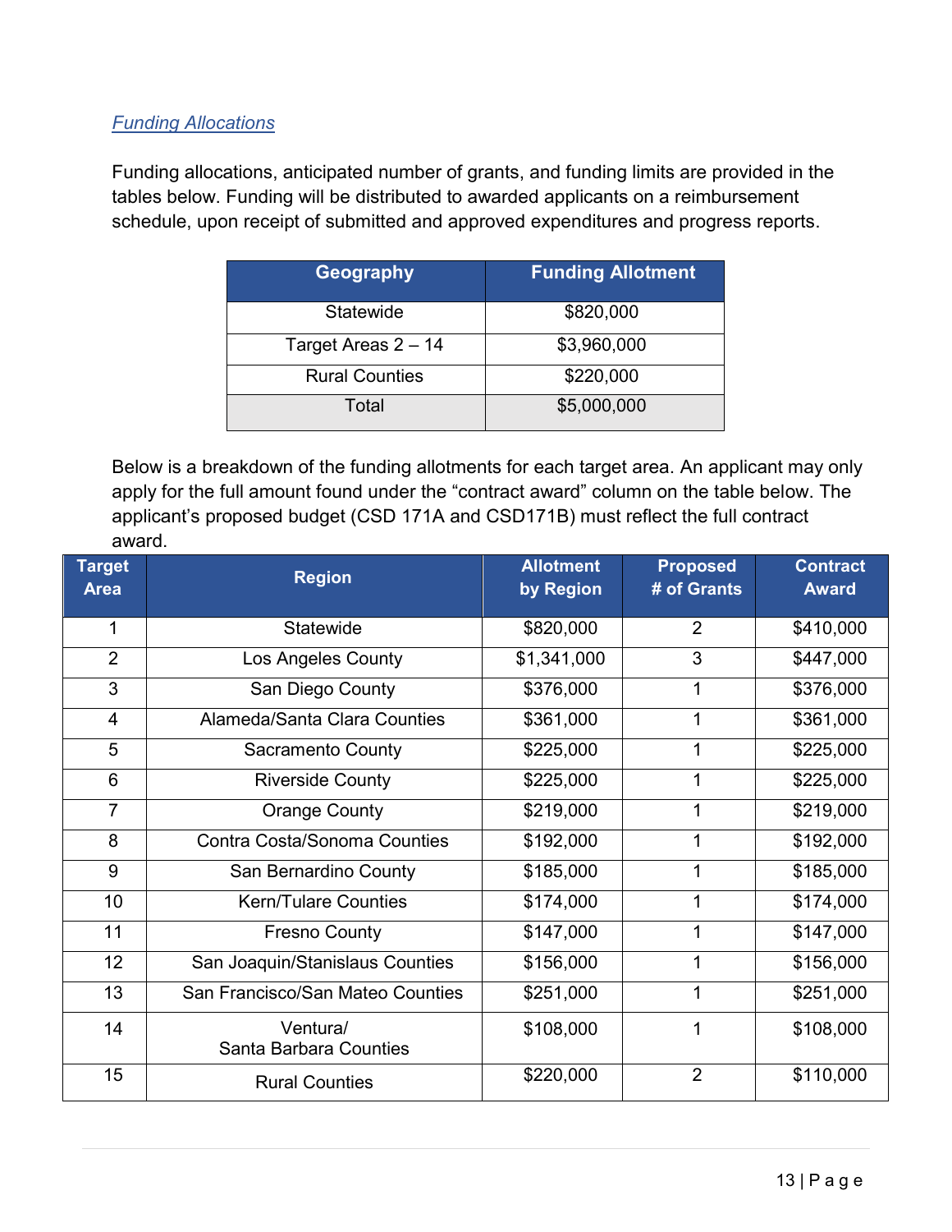*Funding Allocations*

Funding allocations, anticipated number of grants, and funding limits are provided in the tables below. Funding will be distributed to awarded applicants on a reimbursement schedule, upon receipt of submitted and approved expenditures and progress reports.

| Geography | Funding Allotment |
|---|---|
| Statewide | $820,000 |
| Target Areas 2 – 14 | $3,960,000 |
| Rural Counties | $220,000 |
| Total | $5,000,000 |

Below is a breakdown of the funding allotments for each target area. An applicant may only apply for the full amount found under the “contract award” column on the table below. The applicant’s proposed budget (CSD 171A and CSD171B) must reflect the full contract award.

| Target Area | Region | Allotment by Region | Proposed # of Grants | Contract Award |
|---|---|---|---|---|
| 1 | Statewide | $820,000 | 2 | $410,000 |
| 2 | Los Angeles County | $1,341,000 | 3 | $447,000 |
| 3 | San Diego County | $376,000 | 1 | $376,000 |
| 4 | Alameda/Santa Clara Counties | $361,000 | 1 | $361,000 |
| 5 | Sacramento County | $225,000 | 1 | $225,000 |
| 6 | Riverside County | $225,000 | 1 | $225,000 |
| 7 | Orange County | $219,000 | 1 | $219,000 |
| 8 | Contra Costa/Sonoma Counties | $192,000 | 1 | $192,000 |
| 9 | San Bernardino County | $185,000 | 1 | $185,000 |
| 10 | Kern/Tulare Counties | $174,000 | 1 | $174,000 |
| 11 | Fresno County | $147,000 | 1 | $147,000 |
| 12 | San Joaquin/Stanislaus Counties | $156,000 | 1 | $156,000 |
| 13 | San Francisco/San Mateo Counties | $251,000 | 1 | $251,000 |
| 14 | Ventura/ Santa Barbara Counties | $108,000 | 1 | $108,000 |
| 15 | Rural Counties | $220,000 | 2 | $110,000 |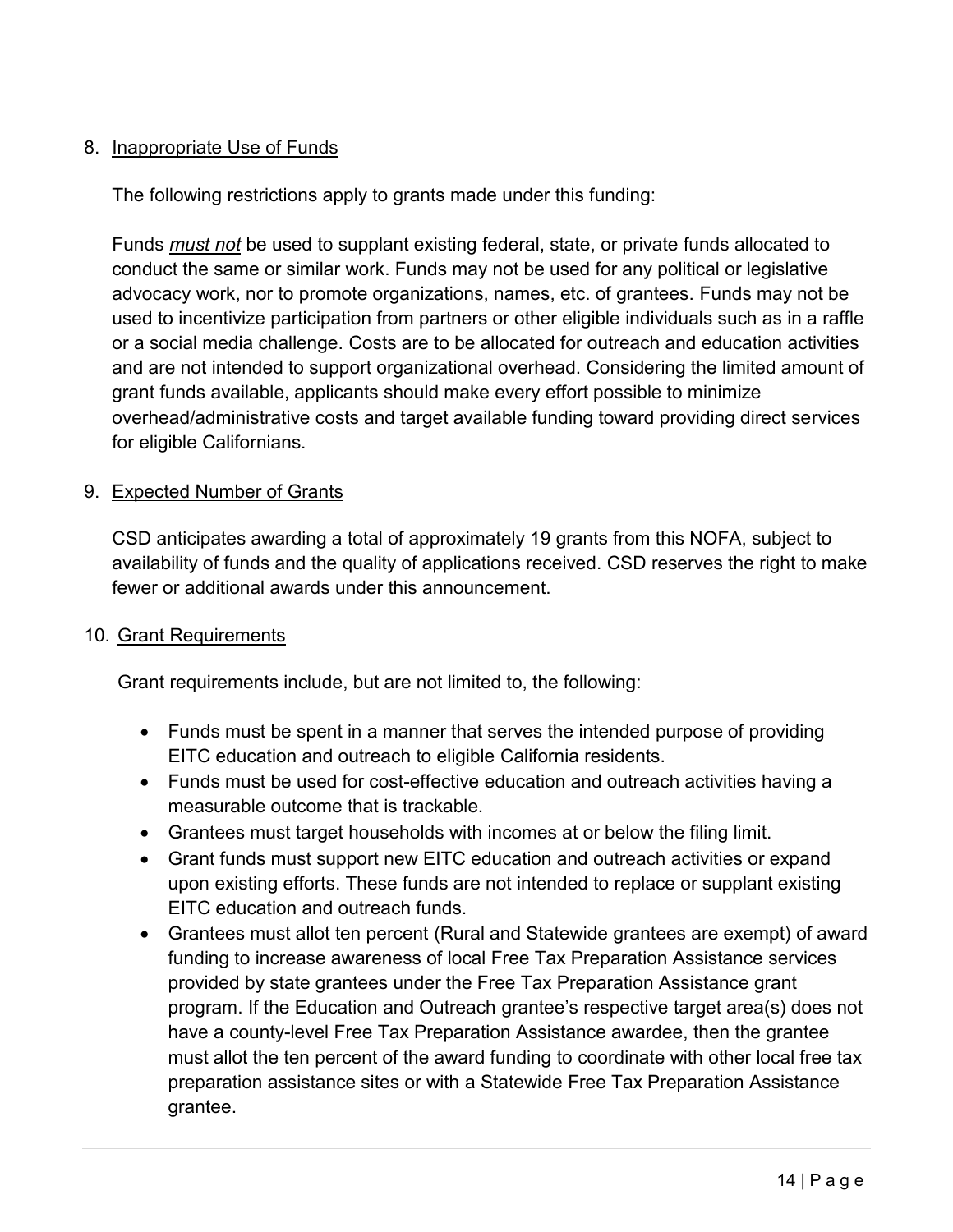8. Inappropriate Use of Funds

   The following restrictions apply to grants made under this funding:

   Funds ***must not*** be used to supplant existing federal, state, or private funds allocated to conduct the same or similar work. Funds may not be used for any political or legislative advocacy work, nor to promote organizations, names, etc. of grantees. Funds may not be used to incentivize participation from partners or other eligible individuals such as in a raffle or a social media challenge. Costs are to be allocated for outreach and education activities and are not intended to support organizational overhead. Considering the limited amount of grant funds available, applicants should make every effort possible to minimize overhead/administrative costs and target available funding toward providing direct services for eligible Californians.

9. Expected Number of Grants

   CSD anticipates awarding a total of approximately 19 grants from this NOFA, subject to availability of funds and the quality of applications received. CSD reserves the right to make fewer or additional awards under this announcement.

10. Grant Requirements

    Grant requirements include, but are not limited to, the following:

    - Funds must be spent in a manner that serves the intended purpose of providing EITC education and outreach to eligible California residents.
    - Funds must be used for cost-effective education and outreach activities having a measurable outcome that is trackable.
    - Grantees must target households with incomes at or below the filing limit.
    - Grant funds must support new EITC education and outreach activities or expand upon existing efforts. These funds are not intended to replace or supplant existing EITC education and outreach funds.
    - Grantees must allot ten percent (Rural and Statewide grantees are exempt) of award funding to increase awareness of local Free Tax Preparation Assistance services provided by state grantees under the Free Tax Preparation Assistance grant program. If the Education and Outreach grantee's respective target area(s) does not have a county-level Free Tax Preparation Assistance awardee, then the grantee must allot the ten percent of the award funding to coordinate with other local free tax preparation assistance sites or with a Statewide Free Tax Preparation Assistance grantee.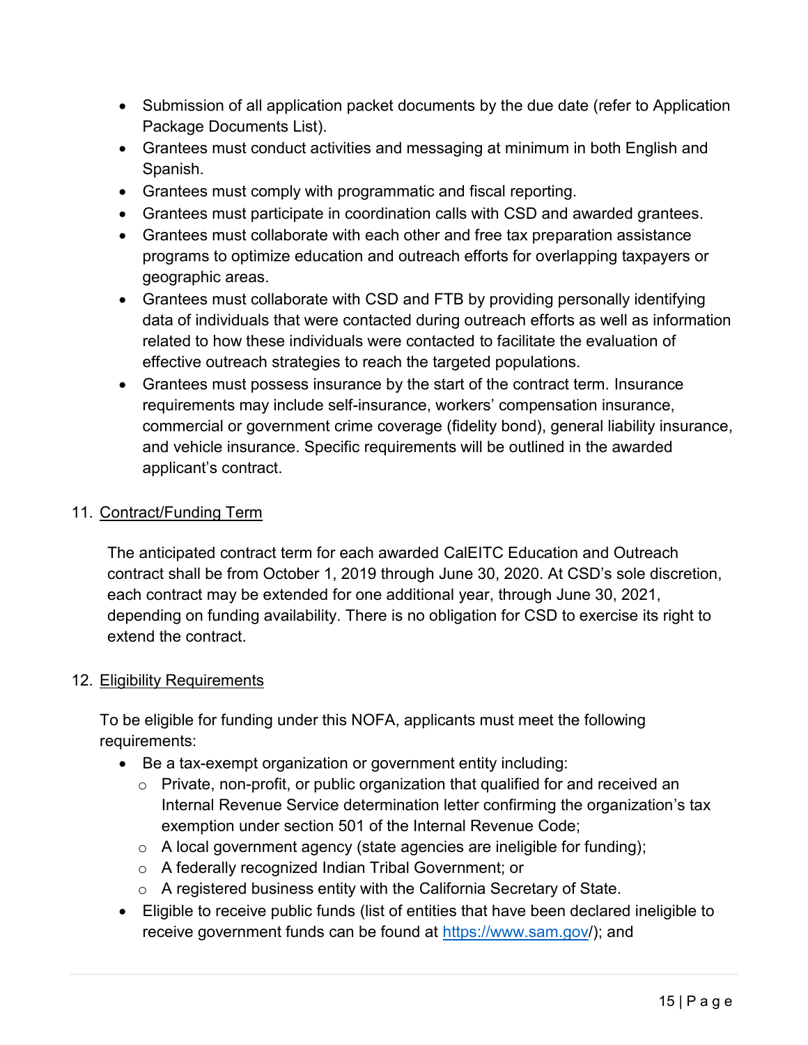- Submission of all application packet documents by the due date (refer to Application Package Documents List).
- Grantees must conduct activities and messaging at minimum in both English and Spanish.
- Grantees must comply with programmatic and fiscal reporting.
- Grantees must participate in coordination calls with CSD and awarded grantees.
- Grantees must collaborate with each other and free tax preparation assistance programs to optimize education and outreach efforts for overlapping taxpayers or geographic areas.
- Grantees must collaborate with CSD and FTB by providing personally identifying data of individuals that were contacted during outreach efforts as well as information related to how these individuals were contacted to facilitate the evaluation of effective outreach strategies to reach the targeted populations.
- Grantees must possess insurance by the start of the contract term. Insurance requirements may include self-insurance, workers' compensation insurance, commercial or government crime coverage (fidelity bond), general liability insurance, and vehicle insurance. Specific requirements will be outlined in the awarded applicant's contract.

11. <u>Contract/Funding Term</u>

The anticipated contract term for each awarded CalEITC Education and Outreach contract shall be from October 1, 2019 through June 30, 2020. At CSD's sole discretion, each contract may be extended for one additional year, through June 30, 2021, depending on funding availability. There is no obligation for CSD to exercise its right to extend the contract.

12. <u>Eligibility Requirements</u>

To be eligible for funding under this NOFA, applicants must meet the following requirements:

- Be a tax-exempt organization or government entity including:
  - Private, non-profit, or public organization that qualified for and received an Internal Revenue Service determination letter confirming the organization's tax exemption under section 501 of the Internal Revenue Code;
  - A local government agency (state agencies are ineligible for funding);
  - A federally recognized Indian Tribal Government; or
  - A registered business entity with the California Secretary of State.
- Eligible to receive public funds (list of entities that have been declared ineligible to receive government funds can be found at https://www.sam.gov/); and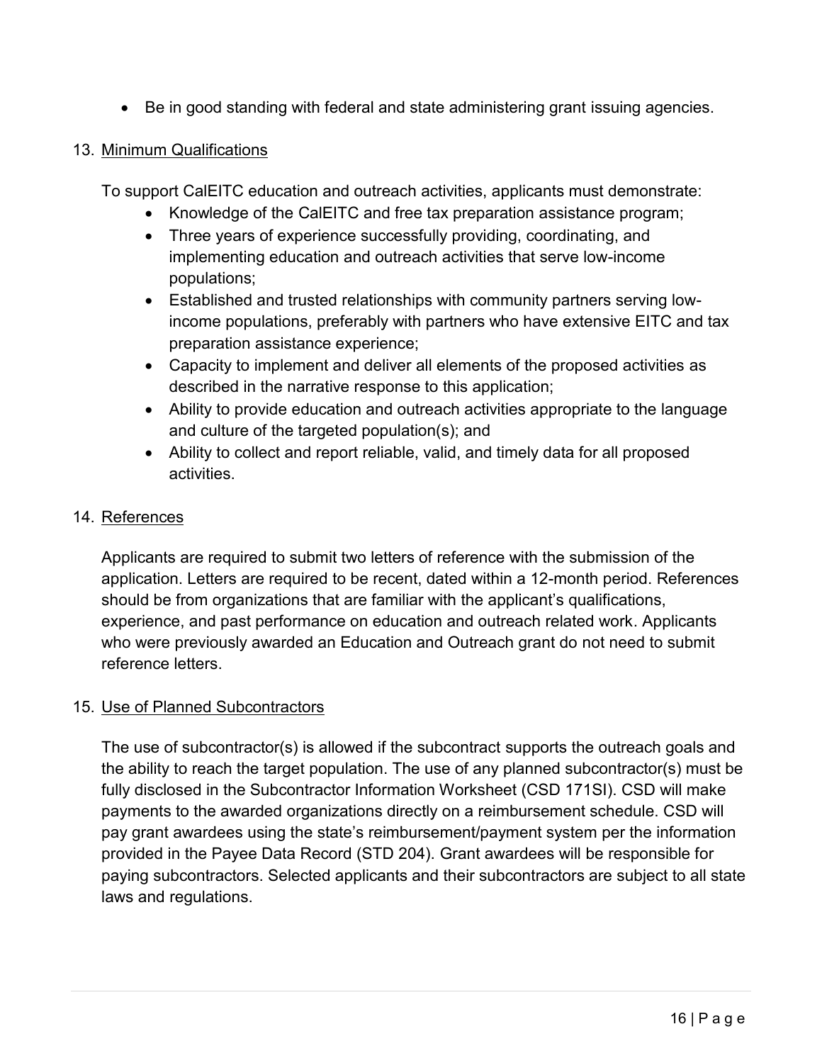- Be in good standing with federal and state administering grant issuing agencies.

13. Minimum Qualifications

To support CalEITC education and outreach activities, applicants must demonstrate:

- Knowledge of the CalEITC and free tax preparation assistance program;
- Three years of experience successfully providing, coordinating, and implementing education and outreach activities that serve low-income populations;
- Established and trusted relationships with community partners serving low-income populations, preferably with partners who have extensive EITC and tax preparation assistance experience;
- Capacity to implement and deliver all elements of the proposed activities as described in the narrative response to this application;
- Ability to provide education and outreach activities appropriate to the language and culture of the targeted population(s); and
- Ability to collect and report reliable, valid, and timely data for all proposed activities.

14. References

Applicants are required to submit two letters of reference with the submission of the application. Letters are required to be recent, dated within a 12-month period. References should be from organizations that are familiar with the applicant's qualifications, experience, and past performance on education and outreach related work. Applicants who were previously awarded an Education and Outreach grant do not need to submit reference letters.

15. Use of Planned Subcontractors

The use of subcontractor(s) is allowed if the subcontract supports the outreach goals and the ability to reach the target population. The use of any planned subcontractor(s) must be fully disclosed in the Subcontractor Information Worksheet (CSD 171SI). CSD will make payments to the awarded organizations directly on a reimbursement schedule. CSD will pay grant awardees using the state's reimbursement/payment system per the information provided in the Payee Data Record (STD 204). Grant awardees will be responsible for paying subcontractors. Selected applicants and their subcontractors are subject to all state laws and regulations.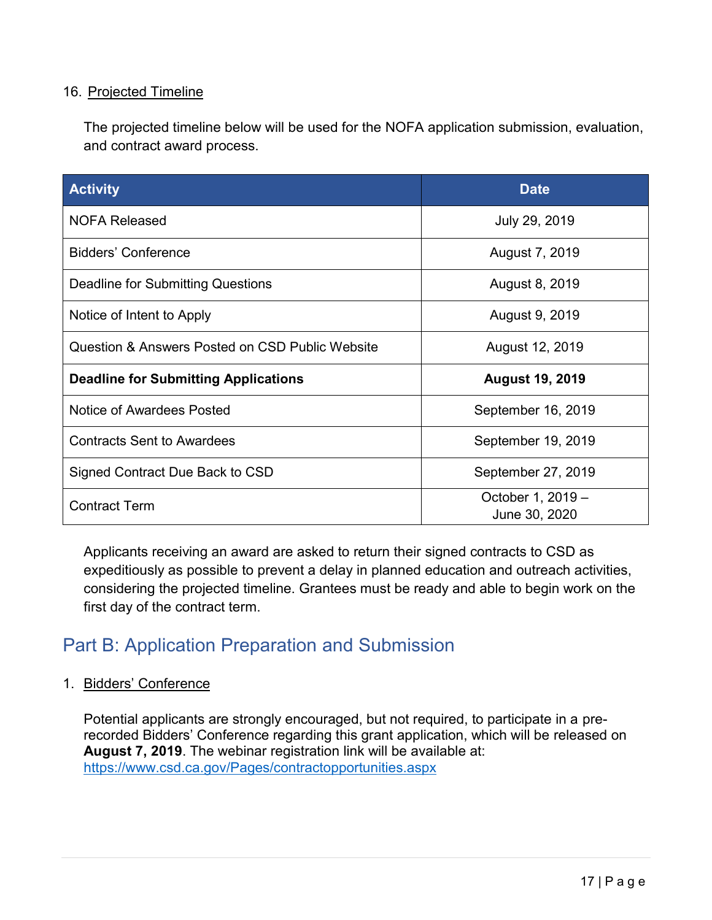16. Projected Timeline

The projected timeline below will be used for the NOFA application submission, evaluation, and contract award process.

| Activity | Date |
| --- | --- |
| NOFA Released | July 29, 2019 |
| Bidders' Conference | August 7, 2019 |
| Deadline for Submitting Questions | August 8, 2019 |
| Notice of Intent to Apply | August 9, 2019 |
| Question & Answers Posted on CSD Public Website | August 12, 2019 |
| **Deadline for Submitting Applications** | **August 19, 2019** |
| Notice of Awardees Posted | September 16, 2019 |
| Contracts Sent to Awardees | September 19, 2019 |
| Signed Contract Due Back to CSD | September 27, 2019 |
| Contract Term | October 1, 2019 – June 30, 2020 |

Applicants receiving an award are asked to return their signed contracts to CSD as expeditiously as possible to prevent a delay in planned education and outreach activities, considering the projected timeline. Grantees must be ready and able to begin work on the first day of the contract term.

## Part B: Application Preparation and Submission

1. Bidders' Conference

Potential applicants are strongly encouraged, but not required, to participate in a pre-recorded Bidders' Conference regarding this grant application, which will be released on **August 7, 2019**. The webinar registration link will be available at: https://www.csd.ca.gov/Pages/contractopportunities.aspx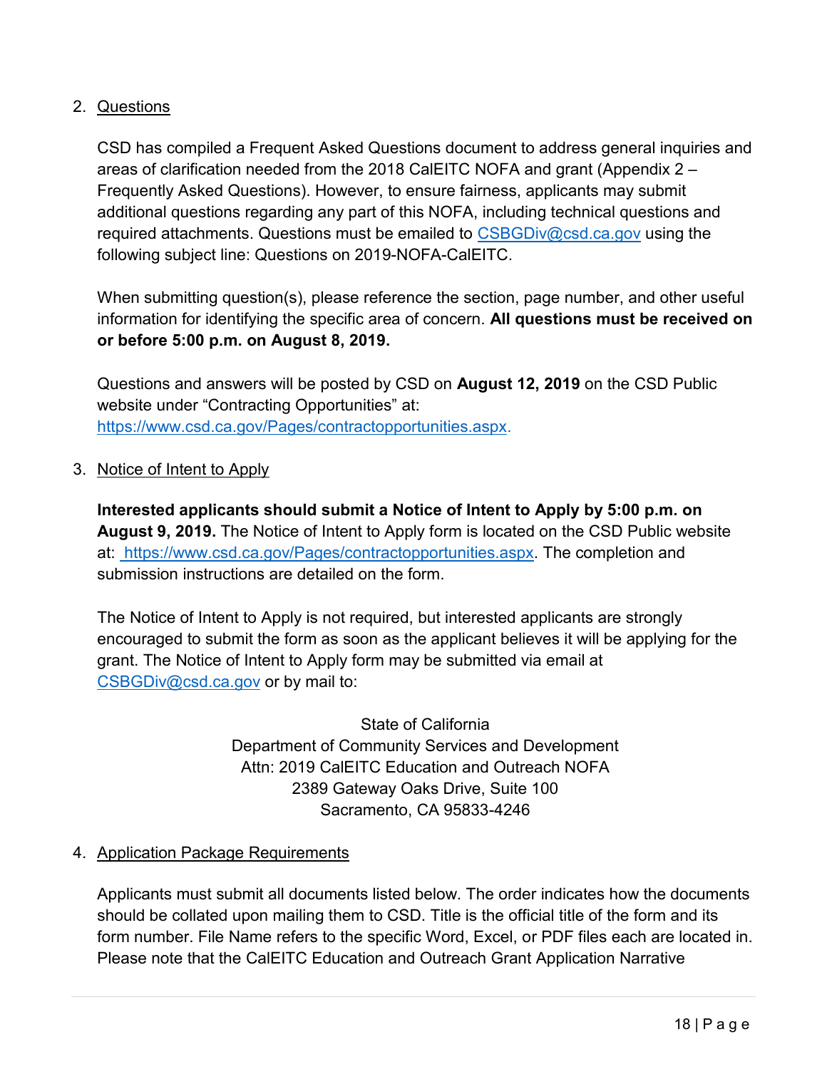2. Questions

   CSD has compiled a Frequent Asked Questions document to address general inquiries and areas of clarification needed from the 2018 CalEITC NOFA and grant (Appendix 2 – Frequently Asked Questions). However, to ensure fairness, applicants may submit additional questions regarding any part of this NOFA, including technical questions and required attachments. Questions must be emailed to CSBGDiv@csd.ca.gov using the following subject line: Questions on 2019-NOFA-CalEITC.

   When submitting question(s), please reference the section, page number, and other useful information for identifying the specific area of concern. **All questions must be received on or before 5:00 p.m. on August 8, 2019.**

   Questions and answers will be posted by CSD on **August 12, 2019** on the CSD Public website under "Contracting Opportunities" at: https://www.csd.ca.gov/Pages/contractopportunities.aspx.

3. Notice of Intent to Apply

   **Interested applicants should submit a Notice of Intent to Apply by 5:00 p.m. on August 9, 2019.** The Notice of Intent to Apply form is located on the CSD Public website at: https://www.csd.ca.gov/Pages/contractopportunities.aspx. The completion and submission instructions are detailed on the form.

   The Notice of Intent to Apply is not required, but interested applicants are strongly encouraged to submit the form as soon as the applicant believes it will be applying for the grant. The Notice of Intent to Apply form may be submitted via email at CSBGDiv@csd.ca.gov or by mail to:

   State of California
   Department of Community Services and Development
   Attn: 2019 CalEITC Education and Outreach NOFA
   2389 Gateway Oaks Drive, Suite 100
   Sacramento, CA 95833-4246

4. Application Package Requirements

   Applicants must submit all documents listed below. The order indicates how the documents should be collated upon mailing them to CSD. Title is the official title of the form and its form number. File Name refers to the specific Word, Excel, or PDF files each are located in. Please note that the CalEITC Education and Outreach Grant Application Narrative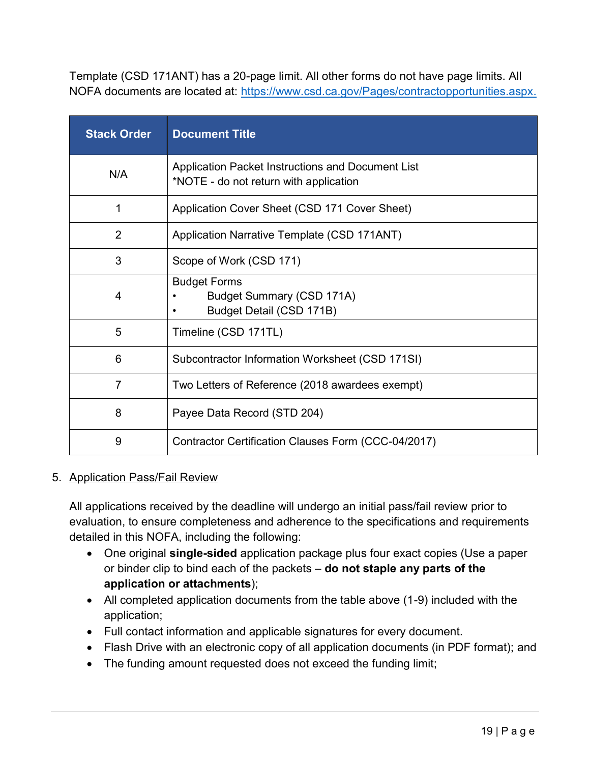Template (CSD 171ANT) has a 20-page limit. All other forms do not have page limits. All NOFA documents are located at: https://www.csd.ca.gov/Pages/contractopportunities.aspx.

| Stack Order | Document Title |
|---|---|
| N/A | Application Packet Instructions and Document List<br>*NOTE - do not return with application |
| 1 | Application Cover Sheet (CSD 171 Cover Sheet) |
| 2 | Application Narrative Template (CSD 171ANT) |
| 3 | Scope of Work (CSD 171) |
| 4 | Budget Forms<br>• Budget Summary (CSD 171A)<br>• Budget Detail (CSD 171B) |
| 5 | Timeline (CSD 171TL) |
| 6 | Subcontractor Information Worksheet (CSD 171SI) |
| 7 | Two Letters of Reference (2018 awardees exempt) |
| 8 | Payee Data Record (STD 204) |
| 9 | Contractor Certification Clauses Form (CCC-04/2017) |

5. <u>Application Pass/Fail Review</u>

All applications received by the deadline will undergo an initial pass/fail review prior to evaluation, to ensure completeness and adherence to the specifications and requirements detailed in this NOFA, including the following:

- One original **single-sided** application package plus four exact copies (Use a paper or binder clip to bind each of the packets – **do not staple any parts of the application or attachments**);
- All completed application documents from the table above (1-9) included with the application;
- Full contact information and applicable signatures for every document.
- Flash Drive with an electronic copy of all application documents (in PDF format); and
- The funding amount requested does not exceed the funding limit;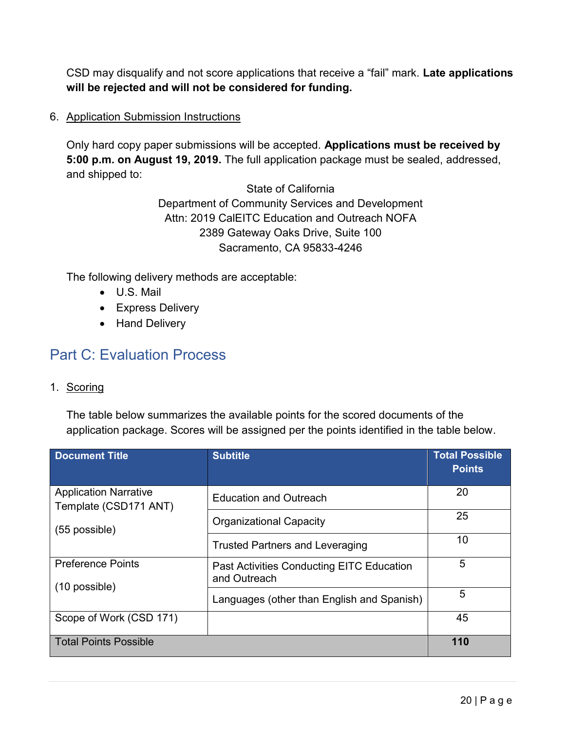CSD may disqualify and not score applications that receive a “fail” mark. **Late applications will be rejected and will not be considered for funding.**

6. Application Submission Instructions

   Only hard copy paper submissions will be accepted. **Applications must be received by 5:00 p.m. on August 19, 2019.** The full application package must be sealed, addressed, and shipped to:

   State of California
   Department of Community Services and Development
   Attn: 2019 CalEITC Education and Outreach NOFA
   2389 Gateway Oaks Drive, Suite 100
   Sacramento, CA 95833-4246

   The following delivery methods are acceptable:

   - U.S. Mail
   - Express Delivery
   - Hand Delivery

## Part C: Evaluation Process

1. Scoring

   The table below summarizes the available points for the scored documents of the application package. Scores will be assigned per the points identified in the table below.

| Document Title | Subtitle | Total Possible Points |
|---|---|---|
| Application Narrative Template (CSD171 ANT) (55 possible) | Education and Outreach | 20 |
| | Organizational Capacity | 25 |
| | Trusted Partners and Leveraging | 10 |
| Preference Points (10 possible) | Past Activities Conducting EITC Education and Outreach | 5 |
| | Languages (other than English and Spanish) | 5 |
| Scope of Work (CSD 171) | | 45 |
| Total Points Possible | | **110** |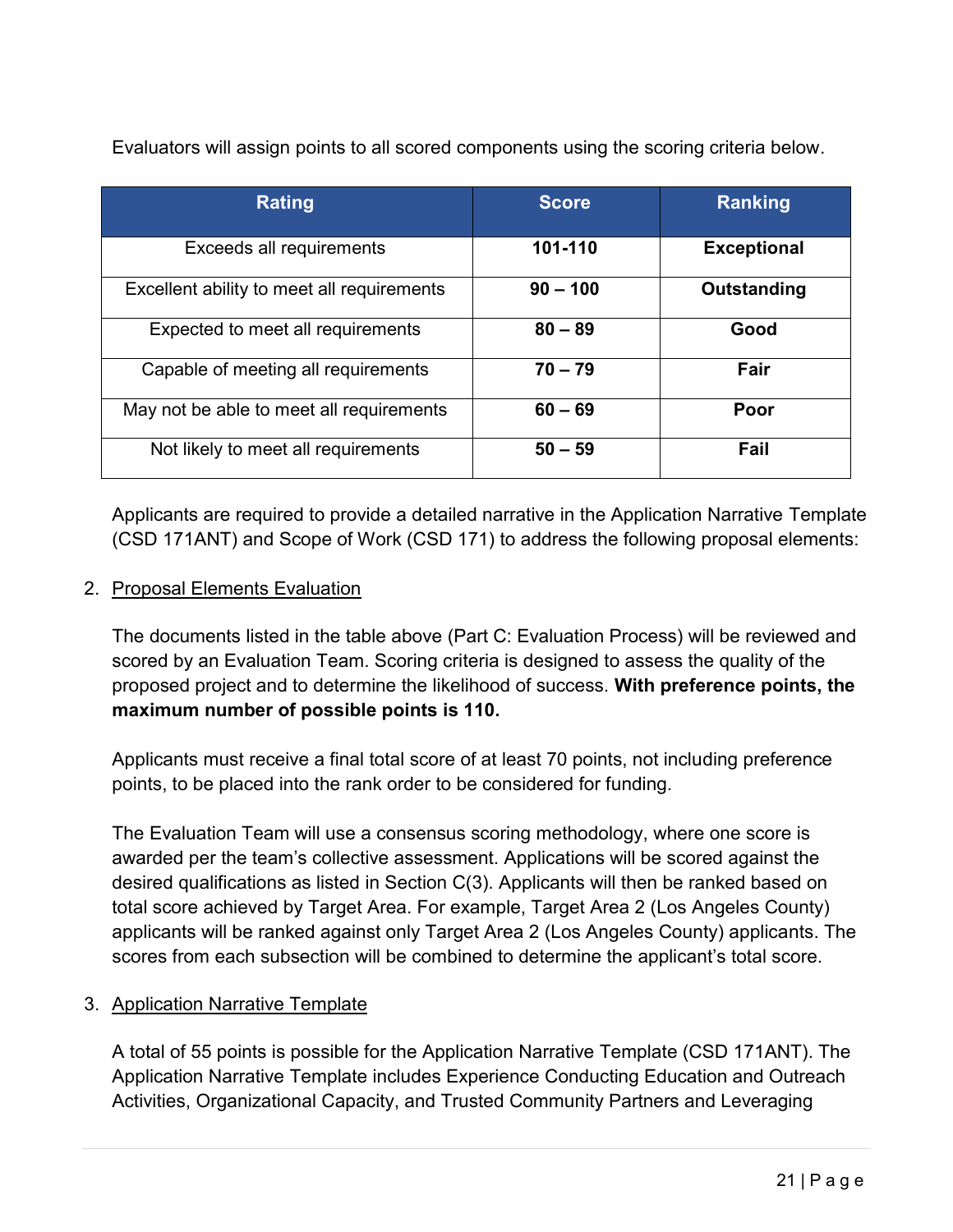Evaluators will assign points to all scored components using the scoring criteria below.

| Rating | Score | Ranking |
|---|---|---|
| Exceeds all requirements | **101-110** | **Exceptional** |
| Excellent ability to meet all requirements | **90 – 100** | **Outstanding** |
| Expected to meet all requirements | **80 – 89** | **Good** |
| Capable of meeting all requirements | **70 – 79** | **Fair** |
| May not be able to meet all requirements | **60 – 69** | **Poor** |
| Not likely to meet all requirements | **50 – 59** | **Fail** |

Applicants are required to provide a detailed narrative in the Application Narrative Template (CSD 171ANT) and Scope of Work (CSD 171) to address the following proposal elements:

2. Proposal Elements Evaluation

   The documents listed in the table above (Part C: Evaluation Process) will be reviewed and scored by an Evaluation Team. Scoring criteria is designed to assess the quality of the proposed project and to determine the likelihood of success. **With preference points, the maximum number of possible points is 110.**

   Applicants must receive a final total score of at least 70 points, not including preference points, to be placed into the rank order to be considered for funding.

   The Evaluation Team will use a consensus scoring methodology, where one score is awarded per the team's collective assessment. Applications will be scored against the desired qualifications as listed in Section C(3). Applicants will then be ranked based on total score achieved by Target Area. For example, Target Area 2 (Los Angeles County) applicants will be ranked against only Target Area 2 (Los Angeles County) applicants. The scores from each subsection will be combined to determine the applicant's total score.

3. Application Narrative Template

   A total of 55 points is possible for the Application Narrative Template (CSD 171ANT). The Application Narrative Template includes Experience Conducting Education and Outreach Activities, Organizational Capacity, and Trusted Community Partners and Leveraging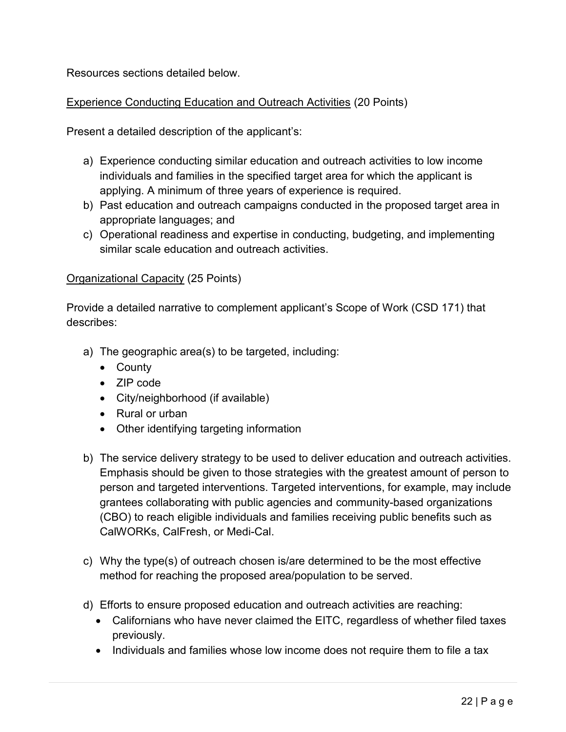Resources sections detailed below.

<u>Experience Conducting Education and Outreach Activities</u> (20 Points)

Present a detailed description of the applicant's:

a) Experience conducting similar education and outreach activities to low income individuals and families in the specified target area for which the applicant is applying. A minimum of three years of experience is required.
b) Past education and outreach campaigns conducted in the proposed target area in appropriate languages; and
c) Operational readiness and expertise in conducting, budgeting, and implementing similar scale education and outreach activities.

<u>Organizational Capacity</u> (25 Points)

Provide a detailed narrative to complement applicant's Scope of Work (CSD 171) that describes:

a) The geographic area(s) to be targeted, including:
   - County
   - ZIP code
   - City/neighborhood (if available)
   - Rural or urban
   - Other identifying targeting information

b) The service delivery strategy to be used to deliver education and outreach activities. Emphasis should be given to those strategies with the greatest amount of person to person and targeted interventions. Targeted interventions, for example, may include grantees collaborating with public agencies and community-based organizations (CBO) to reach eligible individuals and families receiving public benefits such as CalWORKs, CalFresh, or Medi-Cal.

c) Why the type(s) of outreach chosen is/are determined to be the most effective method for reaching the proposed area/population to be served.

d) Efforts to ensure proposed education and outreach activities are reaching:
   - Californians who have never claimed the EITC, regardless of whether filed taxes previously.
   - Individuals and families whose low income does not require them to file a tax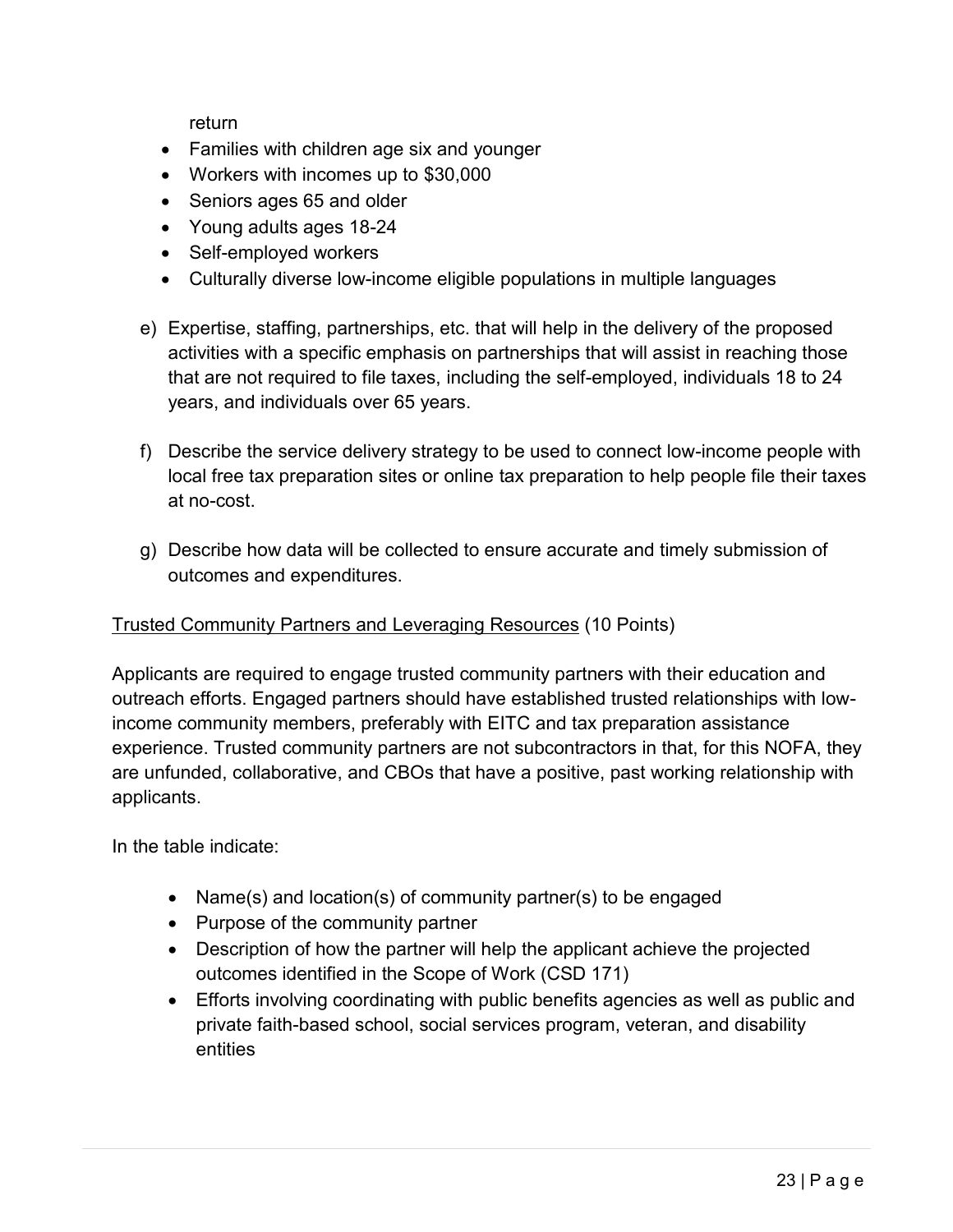return

- Families with children age six and younger
- Workers with incomes up to $30,000
- Seniors ages 65 and older
- Young adults ages 18-24
- Self-employed workers
- Culturally diverse low-income eligible populations in multiple languages

e) Expertise, staffing, partnerships, etc. that will help in the delivery of the proposed activities with a specific emphasis on partnerships that will assist in reaching those that are not required to file taxes, including the self-employed, individuals 18 to 24 years, and individuals over 65 years.

f) Describe the service delivery strategy to be used to connect low-income people with local free tax preparation sites or online tax preparation to help people file their taxes at no-cost.

g) Describe how data will be collected to ensure accurate and timely submission of outcomes and expenditures.

<u>Trusted Community Partners and Leveraging Resources</u> (10 Points)

Applicants are required to engage trusted community partners with their education and outreach efforts. Engaged partners should have established trusted relationships with low-income community members, preferably with EITC and tax preparation assistance experience. Trusted community partners are not subcontractors in that, for this NOFA, they are unfunded, collaborative, and CBOs that have a positive, past working relationship with applicants.

In the table indicate:

- Name(s) and location(s) of community partner(s) to be engaged
- Purpose of the community partner
- Description of how the partner will help the applicant achieve the projected outcomes identified in the Scope of Work (CSD 171)
- Efforts involving coordinating with public benefits agencies as well as public and private faith-based school, social services program, veteran, and disability entities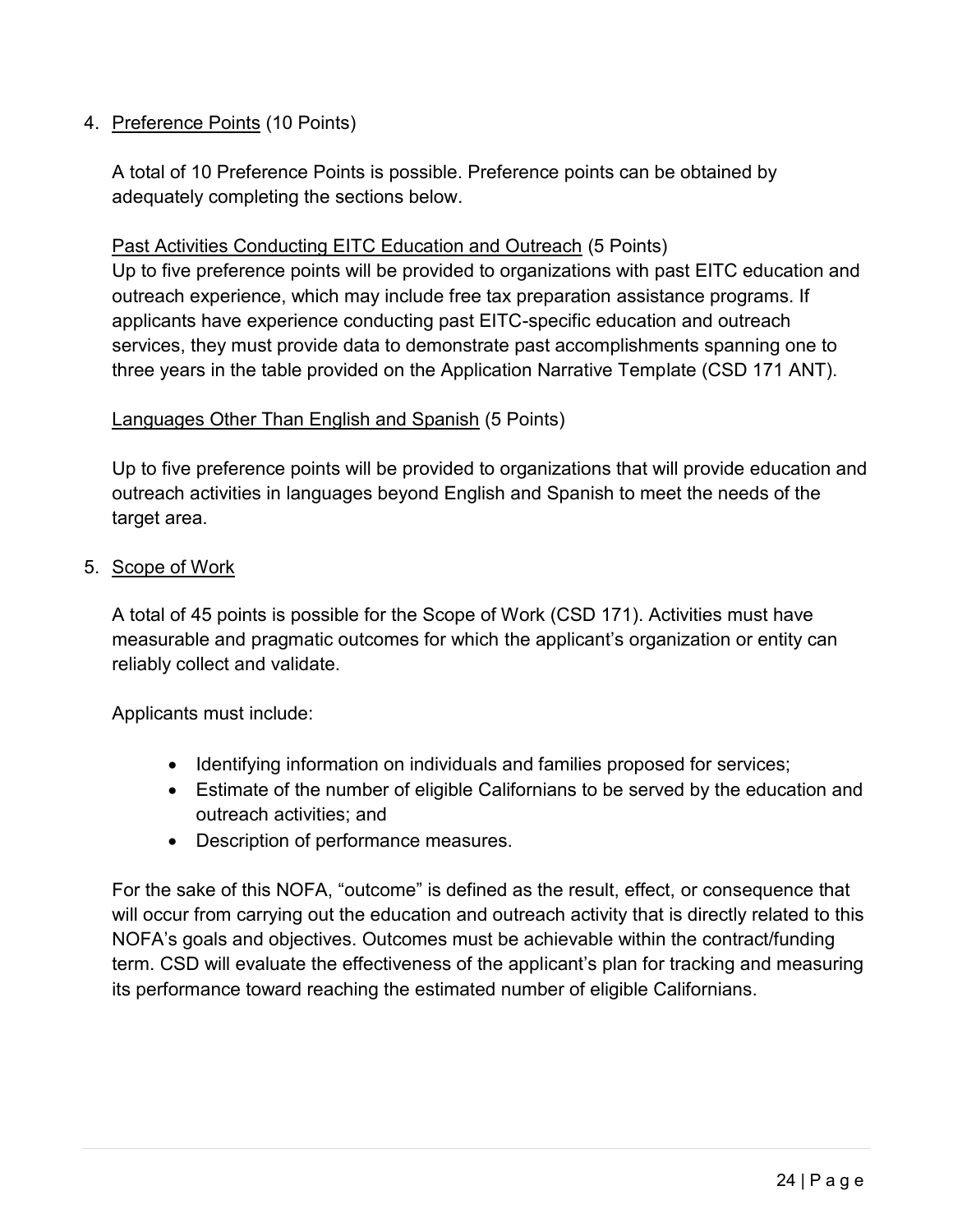4. <u>Preference Points</u> (10 Points)

   A total of 10 Preference Points is possible. Preference points can be obtained by adequately completing the sections below.

   <u>Past Activities Conducting EITC Education and Outreach</u> (5 Points)
   Up to five preference points will be provided to organizations with past EITC education and outreach experience, which may include free tax preparation assistance programs. If applicants have experience conducting past EITC-specific education and outreach services, they must provide data to demonstrate past accomplishments spanning one to three years in the table provided on the Application Narrative Template (CSD 171 ANT).

   <u>Languages Other Than English and Spanish</u> (5 Points)

   Up to five preference points will be provided to organizations that will provide education and outreach activities in languages beyond English and Spanish to meet the needs of the target area.

5. <u>Scope of Work</u>

   A total of 45 points is possible for the Scope of Work (CSD 171). Activities must have measurable and pragmatic outcomes for which the applicant's organization or entity can reliably collect and validate.

   Applicants must include:

   - Identifying information on individuals and families proposed for services;
   - Estimate of the number of eligible Californians to be served by the education and outreach activities; and
   - Description of performance measures.

   For the sake of this NOFA, "outcome" is defined as the result, effect, or consequence that will occur from carrying out the education and outreach activity that is directly related to this NOFA's goals and objectives. Outcomes must be achievable within the contract/funding term. CSD will evaluate the effectiveness of the applicant's plan for tracking and measuring its performance toward reaching the estimated number of eligible Californians.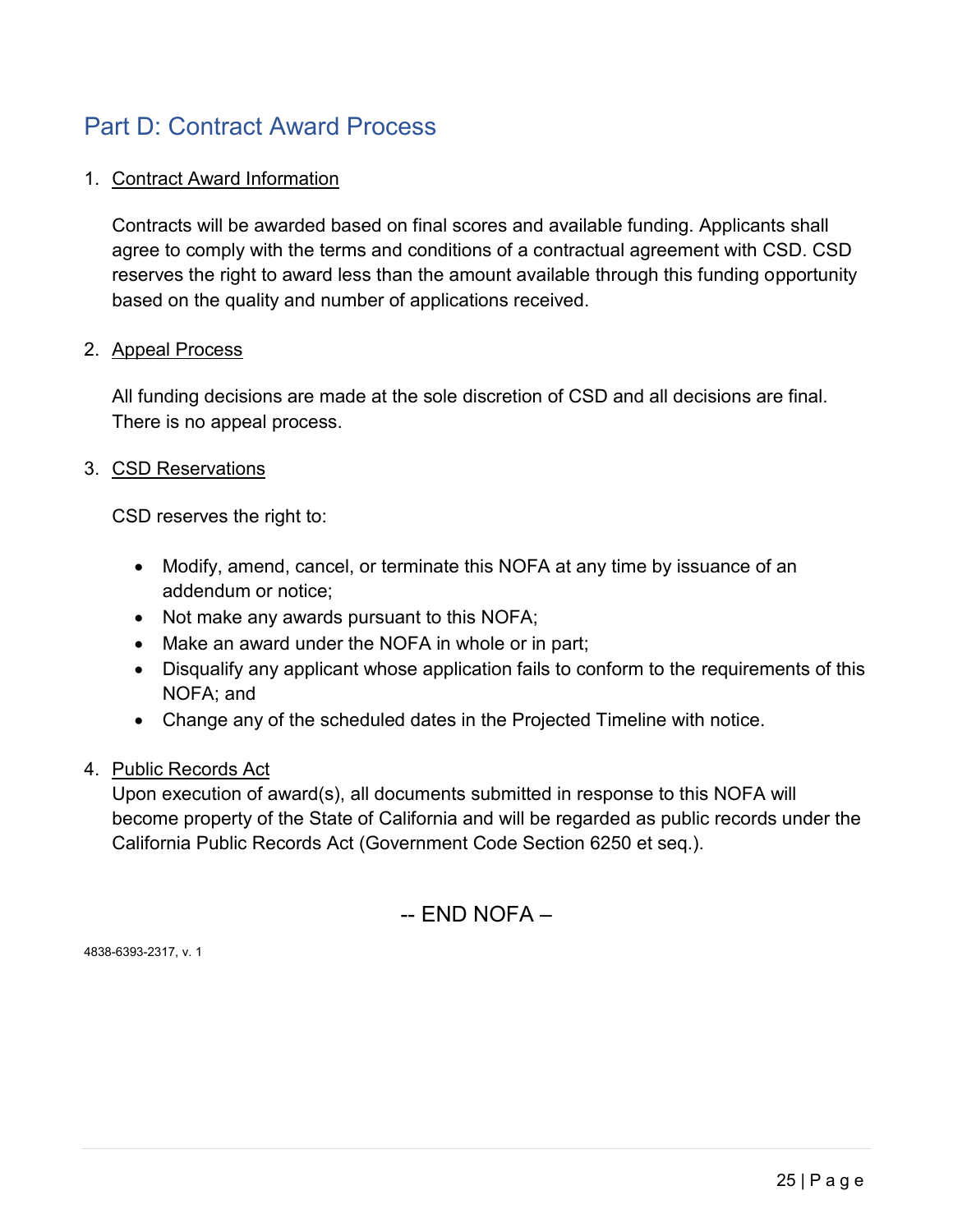## Part D: Contract Award Process

1. Contract Award Information

   Contracts will be awarded based on final scores and available funding. Applicants shall agree to comply with the terms and conditions of a contractual agreement with CSD. CSD reserves the right to award less than the amount available through this funding opportunity based on the quality and number of applications received.

2. Appeal Process

   All funding decisions are made at the sole discretion of CSD and all decisions are final. There is no appeal process.

3. CSD Reservations

   CSD reserves the right to:

   - Modify, amend, cancel, or terminate this NOFA at any time by issuance of an addendum or notice;
   - Not make any awards pursuant to this NOFA;
   - Make an award under the NOFA in whole or in part;
   - Disqualify any applicant whose application fails to conform to the requirements of this NOFA; and
   - Change any of the scheduled dates in the Projected Timeline with notice.

4. Public Records Act

   Upon execution of award(s), all documents submitted in response to this NOFA will become property of the State of California and will be regarded as public records under the California Public Records Act (Government Code Section 6250 et seq.).

-- END NOFA –

4838-6393-2317, v. 1